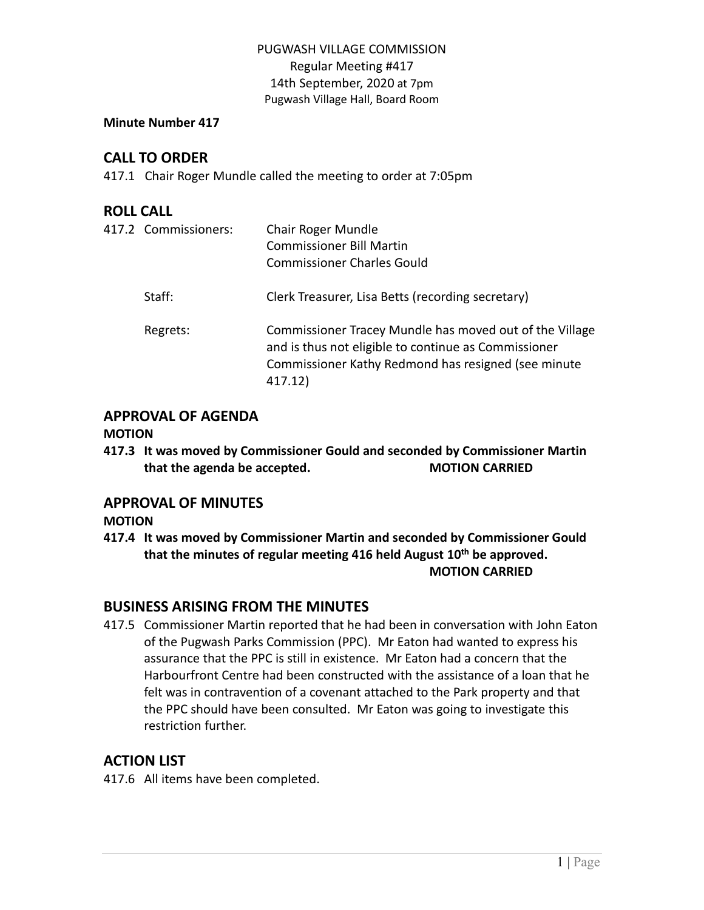PUGWASH VILLAGE COMMISSION
Regular Meeting #417
14th September, 2020 at 7pm
Pugwash Village Hall, Board Room

**Minute Number 417**

## CALL TO ORDER

417.1 Chair Roger Mundle called the meeting to order at 7:05pm

## ROLL CALL

417.2 Commissioners: Chair Roger Mundle
Commissioner Bill Martin
Commissioner Charles Gould

Staff: Clerk Treasurer, Lisa Betts (recording secretary)

Regrets: Commissioner Tracey Mundle has moved out of the Village and is thus not eligible to continue as Commissioner
Commissioner Kathy Redmond has resigned (see minute 417.12)

## APPROVAL OF AGENDA

**MOTION**

**417.3 It was moved by Commissioner Gould and seconded by Commissioner Martin that the agenda be accepted. MOTION CARRIED**

## APPROVAL OF MINUTES

**MOTION**

**417.4 It was moved by Commissioner Martin and seconded by Commissioner Gould that the minutes of regular meeting 416 held August 10th be approved. MOTION CARRIED**

## BUSINESS ARISING FROM THE MINUTES

417.5 Commissioner Martin reported that he had been in conversation with John Eaton of the Pugwash Parks Commission (PPC). Mr Eaton had wanted to express his assurance that the PPC is still in existence. Mr Eaton had a concern that the Harbourfront Centre had been constructed with the assistance of a loan that he felt was in contravention of a covenant attached to the Park property and that the PPC should have been consulted. Mr Eaton was going to investigate this restriction further.

## ACTION LIST

417.6 All items have been completed.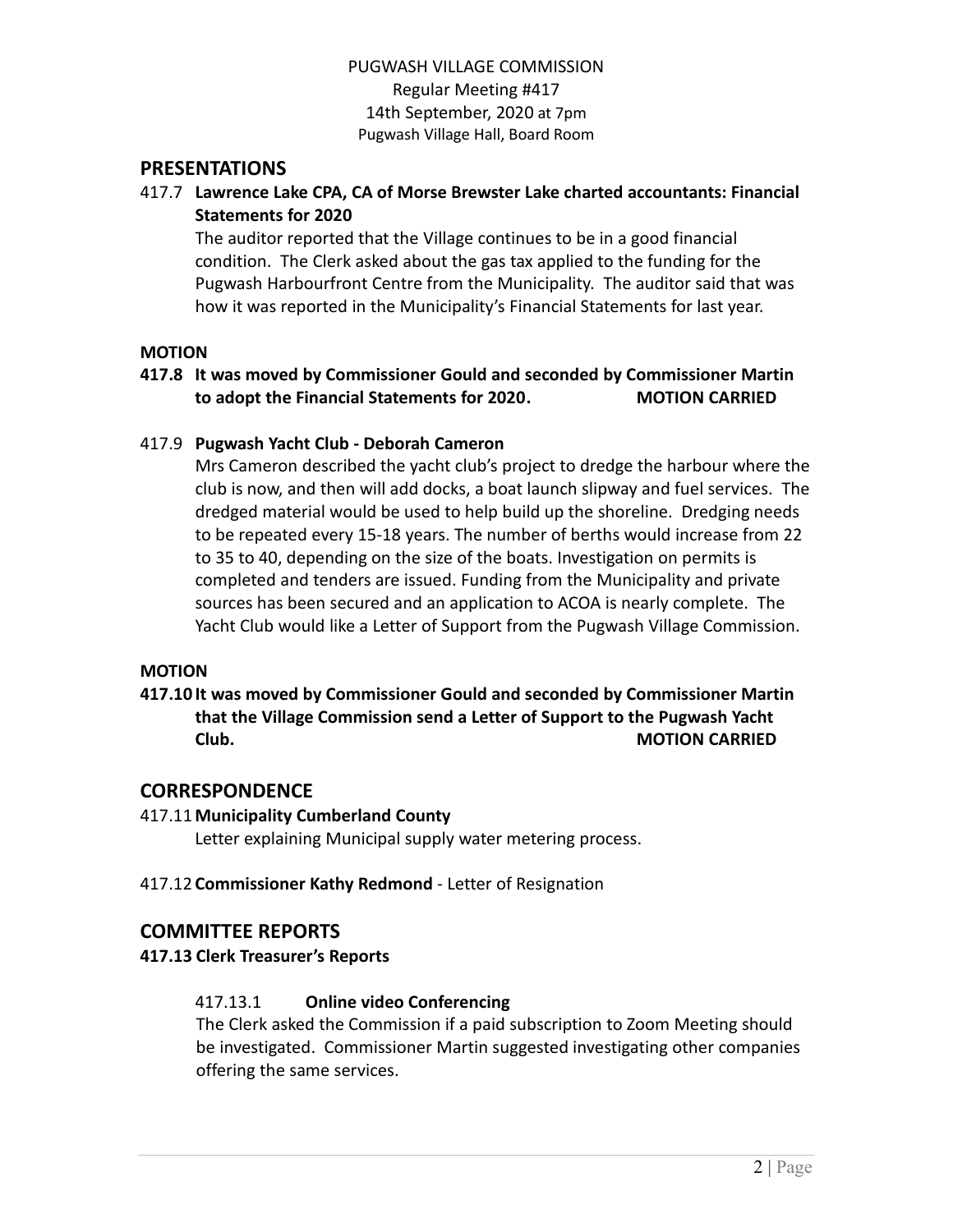PUGWASH VILLAGE COMMISSION
Regular Meeting #417
14th September, 2020 at 7pm
Pugwash Village Hall, Board Room

## PRESENTATIONS

417.7 **Lawrence Lake CPA, CA of Morse Brewster Lake charted accountants: Financial Statements for 2020**

The auditor reported that the Village continues to be in a good financial condition. The Clerk asked about the gas tax applied to the funding for the Pugwash Harbourfront Centre from the Municipality. The auditor said that was how it was reported in the Municipality's Financial Statements for last year.

**MOTION**

**417.8 It was moved by Commissioner Gould and seconded by Commissioner Martin to adopt the Financial Statements for 2020. MOTION CARRIED**

417.9 **Pugwash Yacht Club - Deborah Cameron**

Mrs Cameron described the yacht club's project to dredge the harbour where the club is now, and then will add docks, a boat launch slipway and fuel services. The dredged material would be used to help build up the shoreline. Dredging needs to be repeated every 15-18 years. The number of berths would increase from 22 to 35 to 40, depending on the size of the boats. Investigation on permits is completed and tenders are issued. Funding from the Municipality and private sources has been secured and an application to ACOA is nearly complete. The Yacht Club would like a Letter of Support from the Pugwash Village Commission.

**MOTION**

**417.10 It was moved by Commissioner Gould and seconded by Commissioner Martin that the Village Commission send a Letter of Support to the Pugwash Yacht Club. MOTION CARRIED**

## CORRESPONDENCE

417.11 **Municipality Cumberland County**

Letter explaining Municipal supply water metering process.

417.12 **Commissioner Kathy Redmond** - Letter of Resignation

## COMMITTEE REPORTS

**417.13 Clerk Treasurer's Reports**

417.13.1 **Online video Conferencing**

The Clerk asked the Commission if a paid subscription to Zoom Meeting should be investigated. Commissioner Martin suggested investigating other companies offering the same services.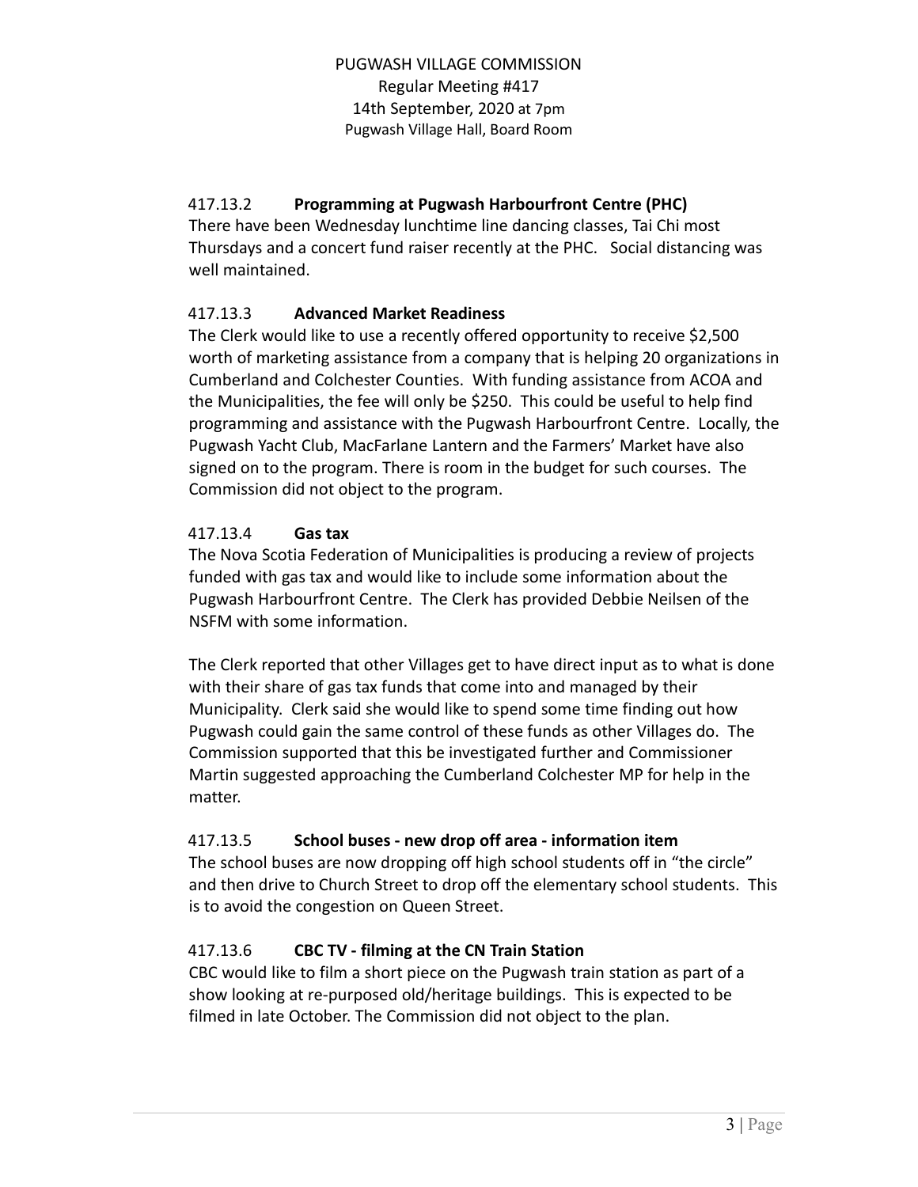PUGWASH VILLAGE COMMISSION
Regular Meeting #417
14th September, 2020 at 7pm
Pugwash Village Hall, Board Room

417.13.2 **Programming at Pugwash Harbourfront Centre (PHC)**
There have been Wednesday lunchtime line dancing classes, Tai Chi most Thursdays and a concert fund raiser recently at the PHC. Social distancing was well maintained.

417.13.3 **Advanced Market Readiness**
The Clerk would like to use a recently offered opportunity to receive $2,500 worth of marketing assistance from a company that is helping 20 organizations in Cumberland and Colchester Counties. With funding assistance from ACOA and the Municipalities, the fee will only be $250. This could be useful to help find programming and assistance with the Pugwash Harbourfront Centre. Locally, the Pugwash Yacht Club, MacFarlane Lantern and the Farmers' Market have also signed on to the program. There is room in the budget for such courses. The Commission did not object to the program.

417.13.4 **Gas tax**
The Nova Scotia Federation of Municipalities is producing a review of projects funded with gas tax and would like to include some information about the Pugwash Harbourfront Centre. The Clerk has provided Debbie Neilsen of the NSFM with some information.

The Clerk reported that other Villages get to have direct input as to what is done with their share of gas tax funds that come into and managed by their Municipality. Clerk said she would like to spend some time finding out how Pugwash could gain the same control of these funds as other Villages do. The Commission supported that this be investigated further and Commissioner Martin suggested approaching the Cumberland Colchester MP for help in the matter.

417.13.5 **School buses - new drop off area - information item**
The school buses are now dropping off high school students off in "the circle" and then drive to Church Street to drop off the elementary school students. This is to avoid the congestion on Queen Street.

417.13.6 **CBC TV - filming at the CN Train Station**
CBC would like to film a short piece on the Pugwash train station as part of a show looking at re-purposed old/heritage buildings. This is expected to be filmed in late October. The Commission did not object to the plan.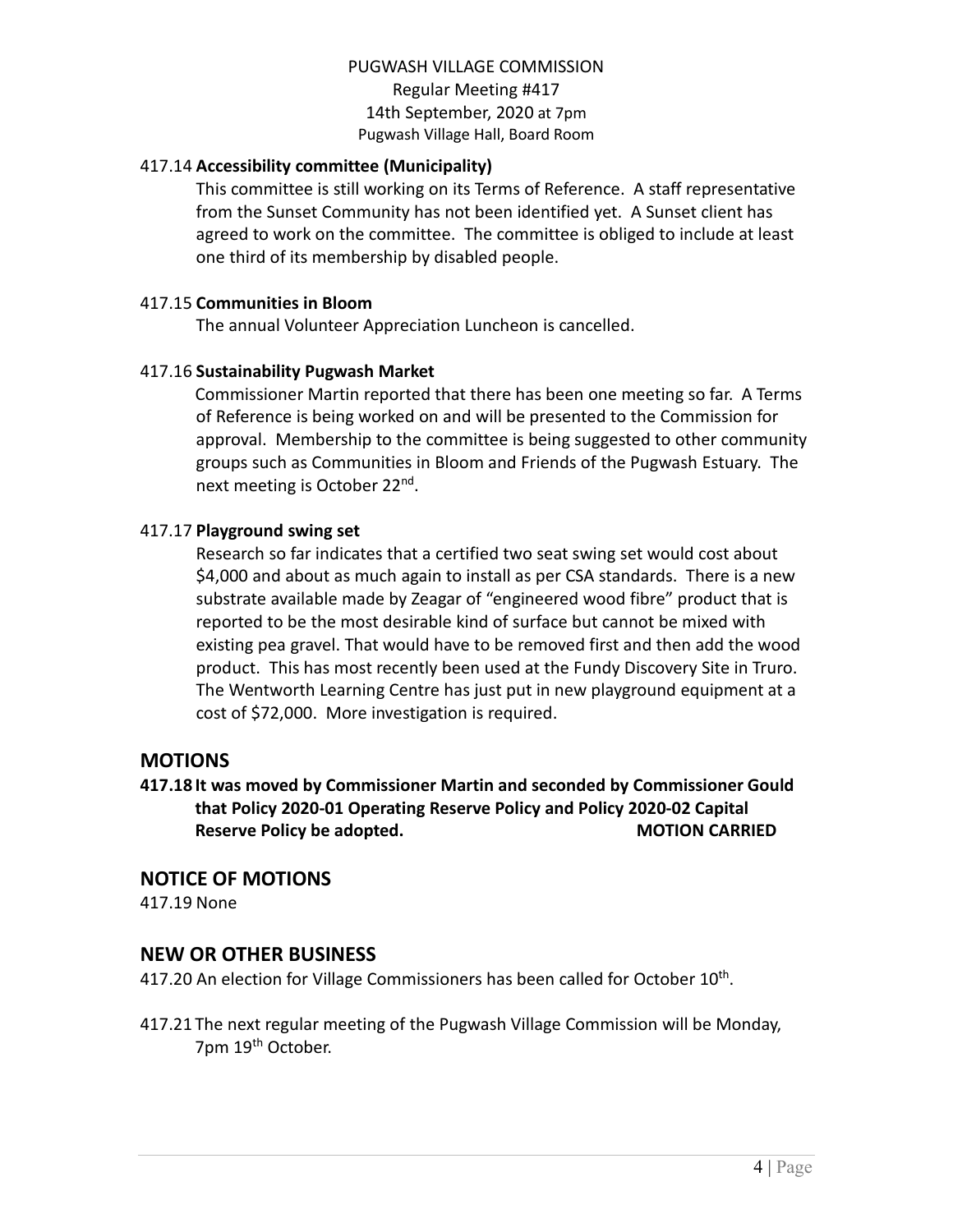PUGWASH VILLAGE COMMISSION
Regular Meeting #417
14th September, 2020 at 7pm
Pugwash Village Hall, Board Room

417.14 **Accessibility committee (Municipality)**

This committee is still working on its Terms of Reference. A staff representative from the Sunset Community has not been identified yet. A Sunset client has agreed to work on the committee. The committee is obliged to include at least one third of its membership by disabled people.

417.15 **Communities in Bloom**

The annual Volunteer Appreciation Luncheon is cancelled.

417.16 **Sustainability Pugwash Market**

Commissioner Martin reported that there has been one meeting so far. A Terms of Reference is being worked on and will be presented to the Commission for approval. Membership to the committee is being suggested to other community groups such as Communities in Bloom and Friends of the Pugwash Estuary. The next meeting is October 22nd.

417.17 **Playground swing set**

Research so far indicates that a certified two seat swing set would cost about $4,000 and about as much again to install as per CSA standards. There is a new substrate available made by Zeagar of "engineered wood fibre" product that is reported to be the most desirable kind of surface but cannot be mixed with existing pea gravel. That would have to be removed first and then add the wood product. This has most recently been used at the Fundy Discovery Site in Truro. The Wentworth Learning Centre has just put in new playground equipment at a cost of $72,000. More investigation is required.

## MOTIONS

**417.18 It was moved by Commissioner Martin and seconded by Commissioner Gould that Policy 2020-01 Operating Reserve Policy and Policy 2020-02 Capital Reserve Policy be adopted. MOTION CARRIED**

## NOTICE OF MOTIONS

417.19 None

## NEW OR OTHER BUSINESS

417.20 An election for Village Commissioners has been called for October 10th.

417.21 The next regular meeting of the Pugwash Village Commission will be Monday, 7pm 19th October.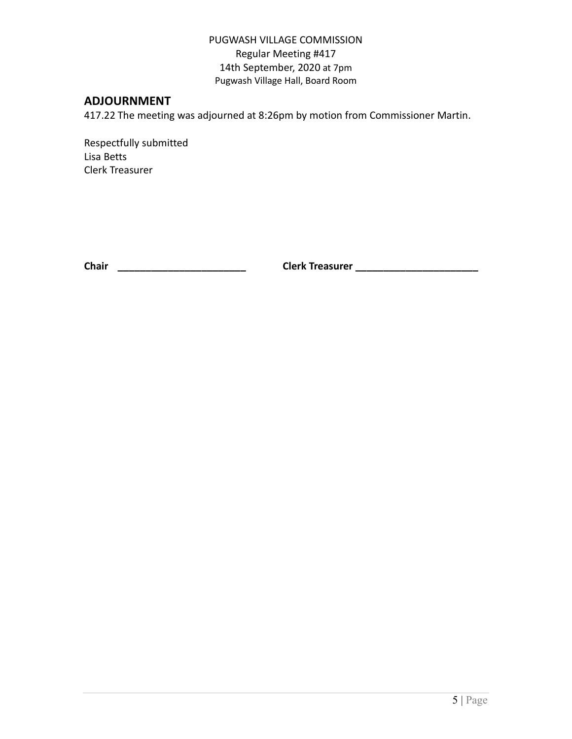PUGWASH VILLAGE COMMISSION
Regular Meeting #417
14th September, 2020 at 7pm
Pugwash Village Hall, Board Room

## ADJOURNMENT

417.22 The meeting was adjourned at 8:26pm by motion from Commissioner Martin.

Respectfully submitted
Lisa Betts
Clerk Treasurer

**Chair** _______________________ **Clerk Treasurer** _______________________